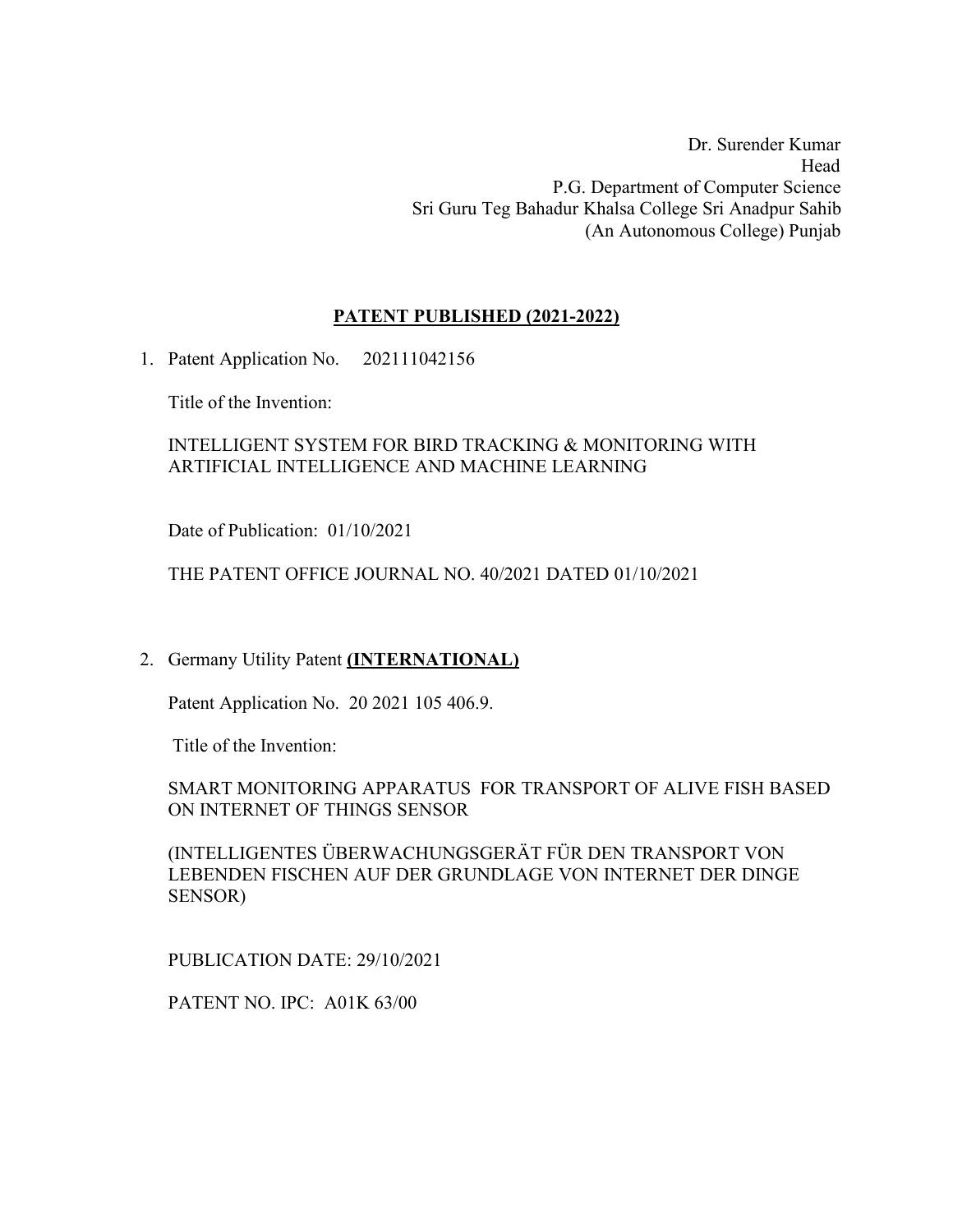Dr. Surender Kumar
Head
P.G. Department of Computer Science
Sri Guru Teg Bahadur Khalsa College Sri Anadpur Sahib
(An Autonomous College) Punjab

## PATENT PUBLISHED (2021-2022)

1. Patent Application No. 202111042156

   Title of the Invention:

   INTELLIGENT SYSTEM FOR BIRD TRACKING & MONITORING WITH ARTIFICIAL INTELLIGENCE AND MACHINE LEARNING

   Date of Publication: 01/10/2021

   THE PATENT OFFICE JOURNAL NO. 40/2021 DATED 01/10/2021

2. Germany Utility Patent **(INTERNATIONAL)**

   Patent Application No. 20 2021 105 406.9.

   Title of the Invention:

   SMART MONITORING APPARATUS FOR TRANSPORT OF ALIVE FISH BASED ON INTERNET OF THINGS SENSOR

   (INTELLIGENTES ÜBERWACHUNGSGERÄT FÜR DEN TRANSPORT VON LEBENDEN FISCHEN AUF DER GRUNDLAGE VON INTERNET DER DINGE SENSOR)

   PUBLICATION DATE: 29/10/2021

   PATENT NO. IPC: A01K 63/00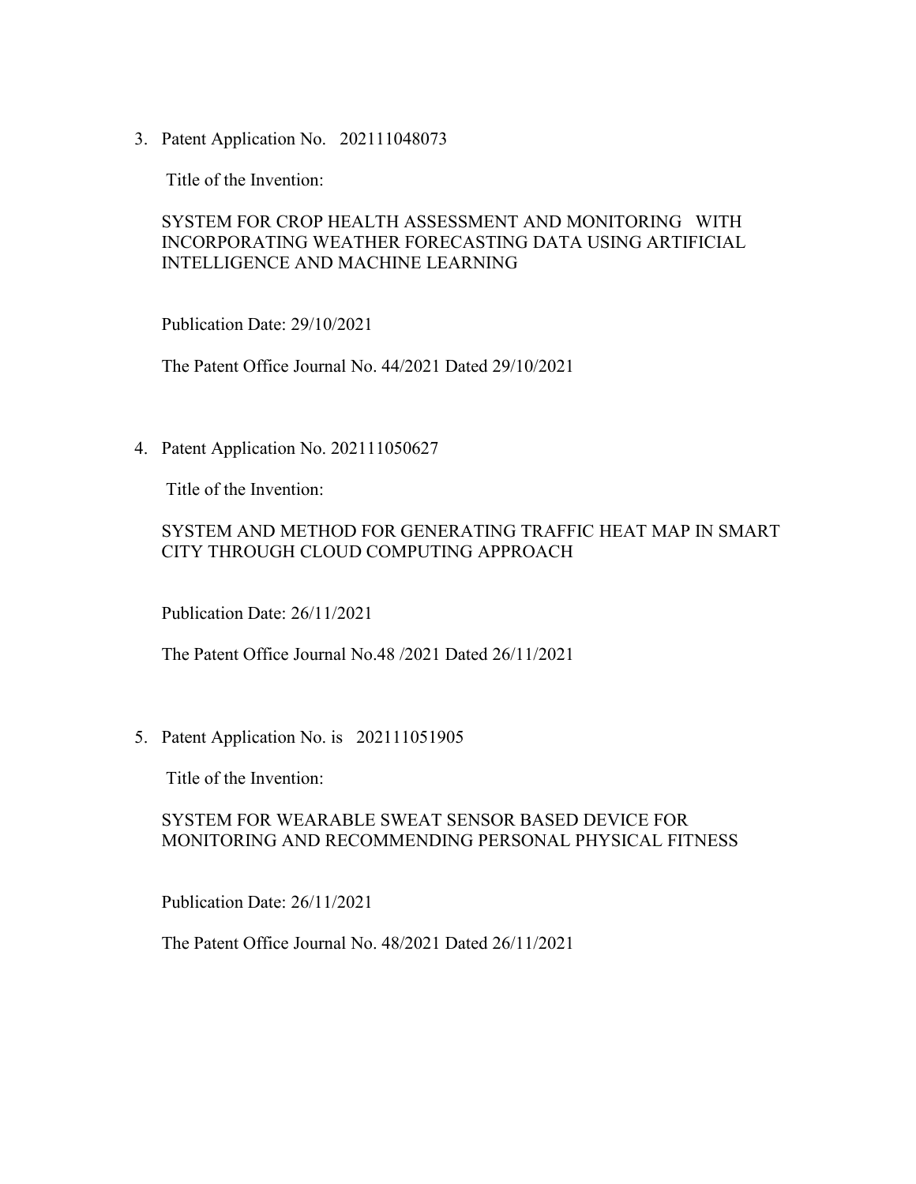3. Patent Application No. 202111048073

   Title of the Invention:

   SYSTEM FOR CROP HEALTH ASSESSMENT AND MONITORING WITH INCORPORATING WEATHER FORECASTING DATA USING ARTIFICIAL INTELLIGENCE AND MACHINE LEARNING

   Publication Date: 29/10/2021

   The Patent Office Journal No. 44/2021 Dated 29/10/2021

4. Patent Application No. 202111050627

   Title of the Invention:

   SYSTEM AND METHOD FOR GENERATING TRAFFIC HEAT MAP IN SMART CITY THROUGH CLOUD COMPUTING APPROACH

   Publication Date: 26/11/2021

   The Patent Office Journal No.48 /2021 Dated 26/11/2021

5. Patent Application No. is 202111051905

   Title of the Invention:

   SYSTEM FOR WEARABLE SWEAT SENSOR BASED DEVICE FOR MONITORING AND RECOMMENDING PERSONAL PHYSICAL FITNESS

   Publication Date: 26/11/2021

   The Patent Office Journal No. 48/2021 Dated 26/11/2021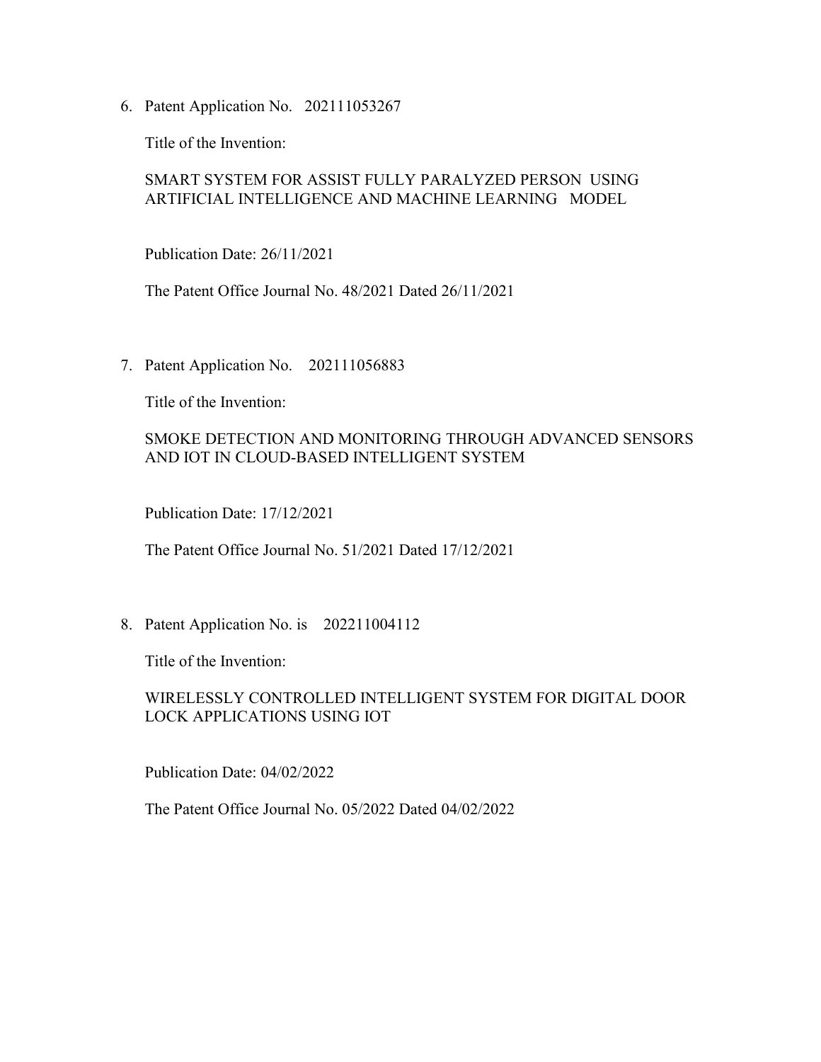6. Patent Application No. 202111053267

   Title of the Invention:

   SMART SYSTEM FOR ASSIST FULLY PARALYZED PERSON USING ARTIFICIAL INTELLIGENCE AND MACHINE LEARNING MODEL

   Publication Date: 26/11/2021

   The Patent Office Journal No. 48/2021 Dated 26/11/2021

7. Patent Application No. 202111056883

   Title of the Invention:

   SMOKE DETECTION AND MONITORING THROUGH ADVANCED SENSORS AND IOT IN CLOUD-BASED INTELLIGENT SYSTEM

   Publication Date: 17/12/2021

   The Patent Office Journal No. 51/2021 Dated 17/12/2021

8. Patent Application No. is 202211004112

   Title of the Invention:

   WIRELESSLY CONTROLLED INTELLIGENT SYSTEM FOR DIGITAL DOOR LOCK APPLICATIONS USING IOT

   Publication Date: 04/02/2022

   The Patent Office Journal No. 05/2022 Dated 04/02/2022